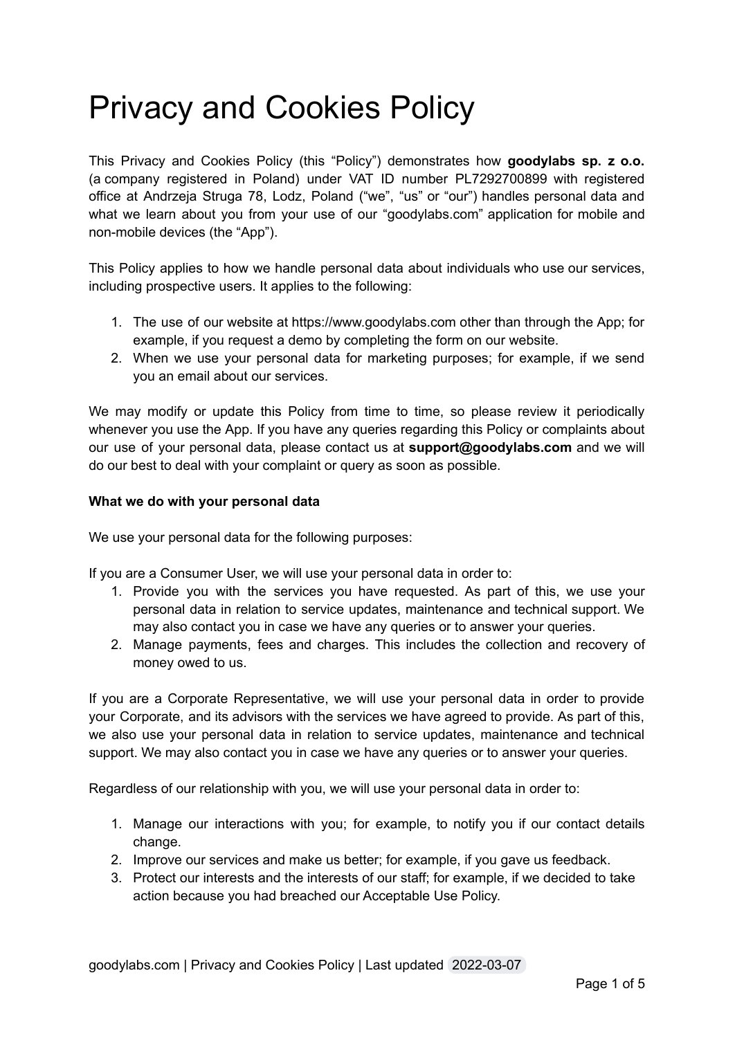# Privacy and Cookies Policy

This Privacy and Cookies Policy (this "Policy") demonstrates how **goodylabs sp. z o.o.** (a company registered in Poland) under VAT ID number PL7292700899 with registered office at Andrzeja Struga 78, Lodz, Poland ("we", "us" or "our") handles personal data and what we learn about you from your use of our "goodylabs.com" application for mobile and non-mobile devices (the "App").

This Policy applies to how we handle personal data about individuals who use our services, including prospective users. It applies to the following:

1. The use of our website at https://www.goodylabs.com other than through the App; for example, if you request a demo by completing the form on our website.
2. When we use your personal data for marketing purposes; for example, if we send you an email about our services.

We may modify or update this Policy from time to time, so please review it periodically whenever you use the App. If you have any queries regarding this Policy or complaints about our use of your personal data, please contact us at **support@goodylabs.com** and we will do our best to deal with your complaint or query as soon as possible.

**What we do with your personal data**

We use your personal data for the following purposes:

If you are a Consumer User, we will use your personal data in order to:

1. Provide you with the services you have requested. As part of this, we use your personal data in relation to service updates, maintenance and technical support. We may also contact you in case we have any queries or to answer your queries.
2. Manage payments, fees and charges. This includes the collection and recovery of money owed to us.

If you are a Corporate Representative, we will use your personal data in order to provide your Corporate, and its advisors with the services we have agreed to provide. As part of this, we also use your personal data in relation to service updates, maintenance and technical support. We may also contact you in case we have any queries or to answer your queries.

Regardless of our relationship with you, we will use your personal data in order to:

1. Manage our interactions with you; for example, to notify you if our contact details change.
2. Improve our services and make us better; for example, if you gave us feedback.
3. Protect our interests and the interests of our staff; for example, if we decided to take action because you had breached our Acceptable Use Policy.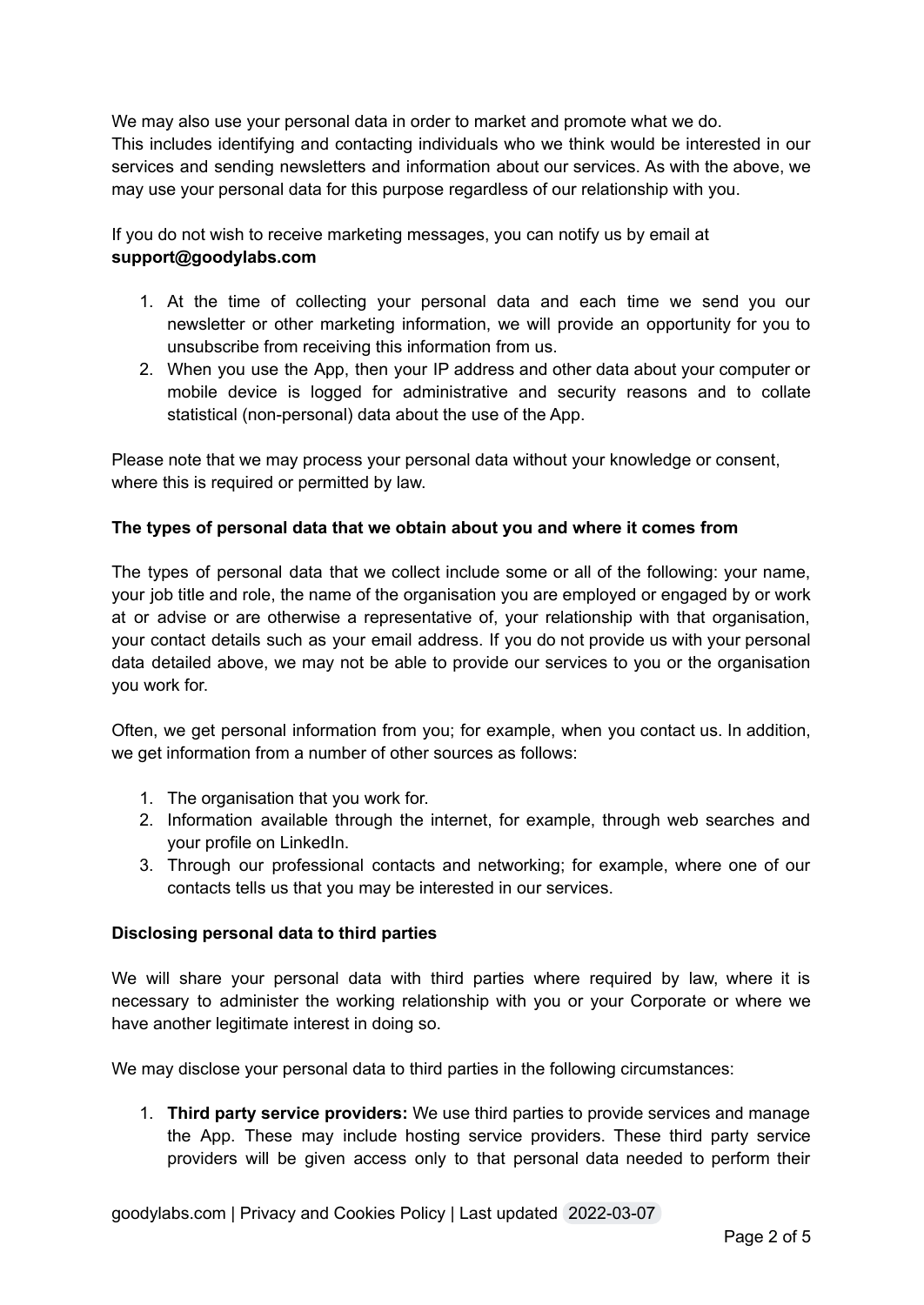We may also use your personal data in order to market and promote what we do.
This includes identifying and contacting individuals who we think would be interested in our services and sending newsletters and information about our services. As with the above, we may use your personal data for this purpose regardless of our relationship with you.

If you do not wish to receive marketing messages, you can notify us by email at **support@goodylabs.com**

1. At the time of collecting your personal data and each time we send you our newsletter or other marketing information, we will provide an opportunity for you to unsubscribe from receiving this information from us.
2. When you use the App, then your IP address and other data about your computer or mobile device is logged for administrative and security reasons and to collate statistical (non-personal) data about the use of the App.

Please note that we may process your personal data without your knowledge or consent, where this is required or permitted by law.

**The types of personal data that we obtain about you and where it comes from**

The types of personal data that we collect include some or all of the following: your name, your job title and role, the name of the organisation you are employed or engaged by or work at or advise or are otherwise a representative of, your relationship with that organisation, your contact details such as your email address. If you do not provide us with your personal data detailed above, we may not be able to provide our services to you or the organisation you work for.

Often, we get personal information from you; for example, when you contact us. In addition, we get information from a number of other sources as follows:

1. The organisation that you work for.
2. Information available through the internet, for example, through web searches and your profile on LinkedIn.
3. Through our professional contacts and networking; for example, where one of our contacts tells us that you may be interested in our services.

**Disclosing personal data to third parties**

We will share your personal data with third parties where required by law, where it is necessary to administer the working relationship with you or your Corporate or where we have another legitimate interest in doing so.

We may disclose your personal data to third parties in the following circumstances:

1. **Third party service providers:** We use third parties to provide services and manage the App. These may include hosting service providers. These third party service providers will be given access only to that personal data needed to perform their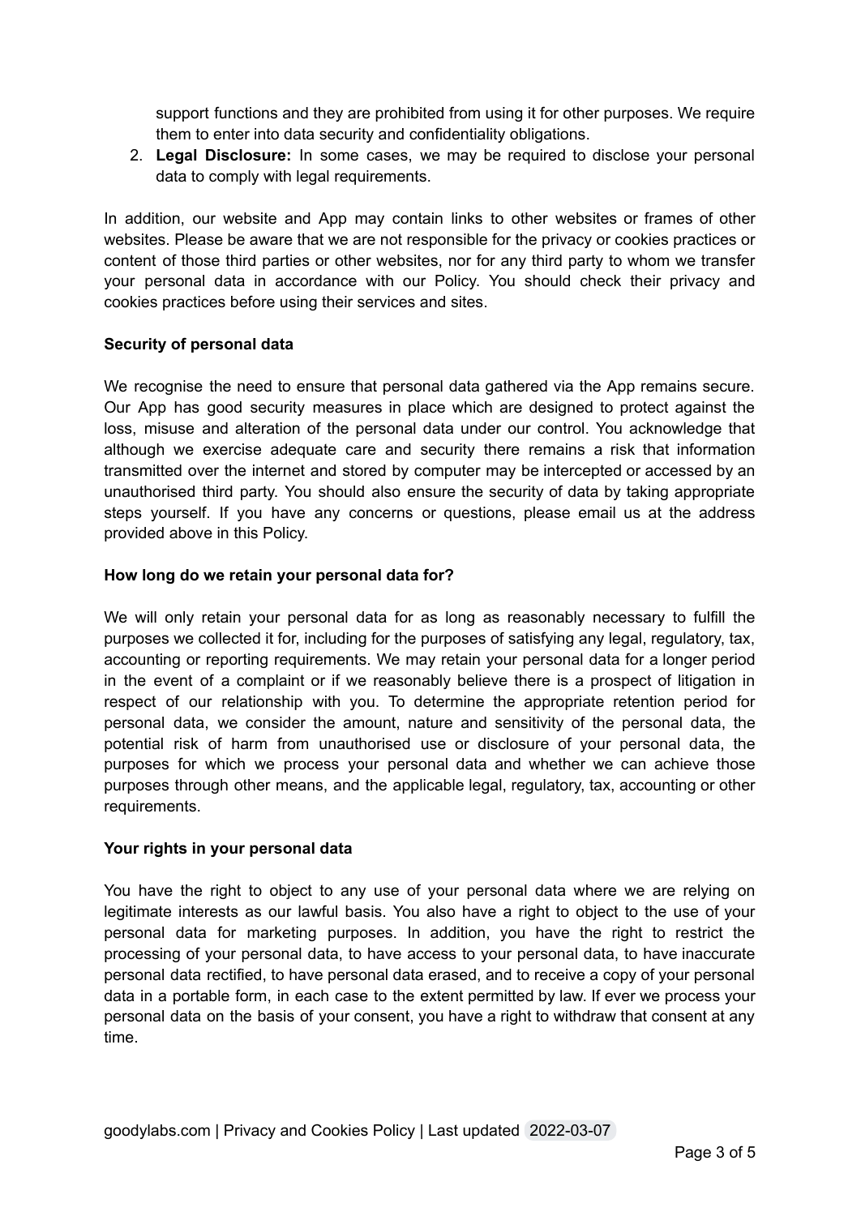support functions and they are prohibited from using it for other purposes. We require them to enter into data security and confidentiality obligations.

2. **Legal Disclosure:** In some cases, we may be required to disclose your personal data to comply with legal requirements.

In addition, our website and App may contain links to other websites or frames of other websites. Please be aware that we are not responsible for the privacy or cookies practices or content of those third parties or other websites, nor for any third party to whom we transfer your personal data in accordance with our Policy. You should check their privacy and cookies practices before using their services and sites.

**Security of personal data**

We recognise the need to ensure that personal data gathered via the App remains secure. Our App has good security measures in place which are designed to protect against the loss, misuse and alteration of the personal data under our control. You acknowledge that although we exercise adequate care and security there remains a risk that information transmitted over the internet and stored by computer may be intercepted or accessed by an unauthorised third party. You should also ensure the security of data by taking appropriate steps yourself. If you have any concerns or questions, please email us at the address provided above in this Policy.

**How long do we retain your personal data for?**

We will only retain your personal data for as long as reasonably necessary to fulfill the purposes we collected it for, including for the purposes of satisfying any legal, regulatory, tax, accounting or reporting requirements. We may retain your personal data for a longer period in the event of a complaint or if we reasonably believe there is a prospect of litigation in respect of our relationship with you. To determine the appropriate retention period for personal data, we consider the amount, nature and sensitivity of the personal data, the potential risk of harm from unauthorised use or disclosure of your personal data, the purposes for which we process your personal data and whether we can achieve those purposes through other means, and the applicable legal, regulatory, tax, accounting or other requirements.

**Your rights in your personal data**

You have the right to object to any use of your personal data where we are relying on legitimate interests as our lawful basis. You also have a right to object to the use of your personal data for marketing purposes. In addition, you have the right to restrict the processing of your personal data, to have access to your personal data, to have inaccurate personal data rectified, to have personal data erased, and to receive a copy of your personal data in a portable form, in each case to the extent permitted by law. If ever we process your personal data on the basis of your consent, you have a right to withdraw that consent at any time.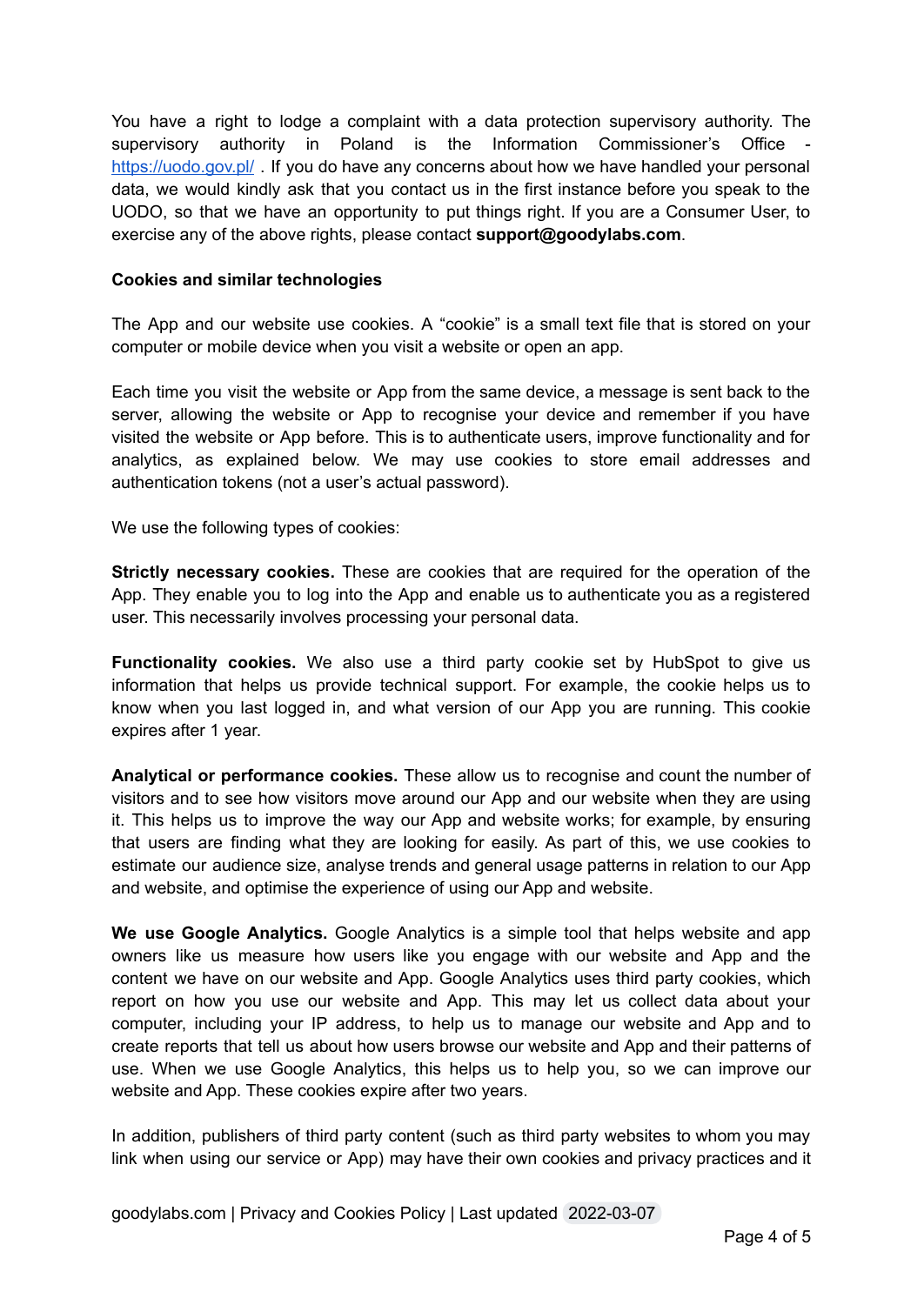You have a right to lodge a complaint with a data protection supervisory authority. The supervisory authority in Poland is the Information Commissioner's Office - [https://uodo.gov.pl/](https://uodo.gov.pl/) . If you do have any concerns about how we have handled your personal data, we would kindly ask that you contact us in the first instance before you speak to the UODO, so that we have an opportunity to put things right. If you are a Consumer User, to exercise any of the above rights, please contact **support@goodylabs.com**.

**Cookies and similar technologies**

The App and our website use cookies. A "cookie" is a small text file that is stored on your computer or mobile device when you visit a website or open an app.

Each time you visit the website or App from the same device, a message is sent back to the server, allowing the website or App to recognise your device and remember if you have visited the website or App before. This is to authenticate users, improve functionality and for analytics, as explained below. We may use cookies to store email addresses and authentication tokens (not a user's actual password).

We use the following types of cookies:

**Strictly necessary cookies.** These are cookies that are required for the operation of the App. They enable you to log into the App and enable us to authenticate you as a registered user. This necessarily involves processing your personal data.

**Functionality cookies.** We also use a third party cookie set by HubSpot to give us information that helps us provide technical support. For example, the cookie helps us to know when you last logged in, and what version of our App you are running. This cookie expires after 1 year.

**Analytical or performance cookies.** These allow us to recognise and count the number of visitors and to see how visitors move around our App and our website when they are using it. This helps us to improve the way our App and website works; for example, by ensuring that users are finding what they are looking for easily. As part of this, we use cookies to estimate our audience size, analyse trends and general usage patterns in relation to our App and website, and optimise the experience of using our App and website.

**We use Google Analytics.** Google Analytics is a simple tool that helps website and app owners like us measure how users like you engage with our website and App and the content we have on our website and App. Google Analytics uses third party cookies, which report on how you use our website and App. This may let us collect data about your computer, including your IP address, to help us to manage our website and App and to create reports that tell us about how users browse our website and App and their patterns of use. When we use Google Analytics, this helps us to help you, so we can improve our website and App. These cookies expire after two years.

In addition, publishers of third party content (such as third party websites to whom you may link when using our service or App) may have their own cookies and privacy practices and it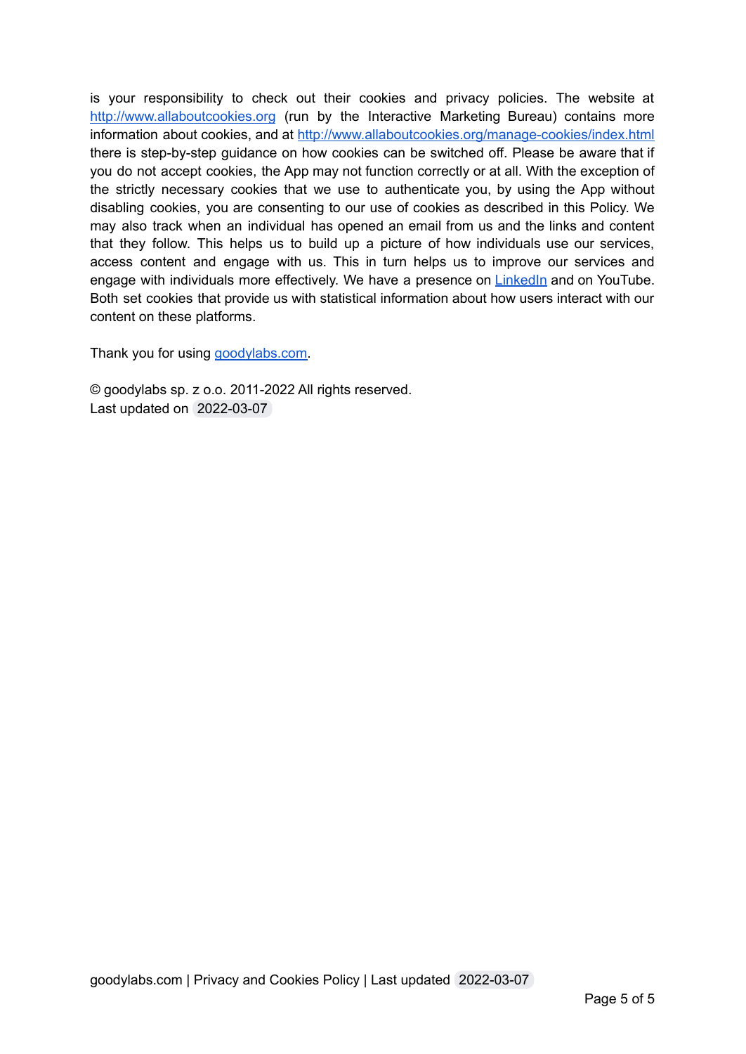is your responsibility to check out their cookies and privacy policies. The website at [http://www.allaboutcookies.org](http://www.allaboutcookies.org) (run by the Interactive Marketing Bureau) contains more information about cookies, and at [http://www.allaboutcookies.org/manage-cookies/index.html](http://www.allaboutcookies.org/manage-cookies/index.html) there is step-by-step guidance on how cookies can be switched off. Please be aware that if you do not accept cookies, the App may not function correctly or at all. With the exception of the strictly necessary cookies that we use to authenticate you, by using the App without disabling cookies, you are consenting to our use of cookies as described in this Policy. We may also track when an individual has opened an email from us and the links and content that they follow. This helps us to build up a picture of how individuals use our services, access content and engage with us. This in turn helps us to improve our services and engage with individuals more effectively. We have a presence on LinkedIn and on YouTube. Both set cookies that provide us with statistical information about how users interact with our content on these platforms.

Thank you for using goodylabs.com.

© goodylabs sp. z o.o. 2011-2022 All rights reserved.
Last updated on 2022-03-07